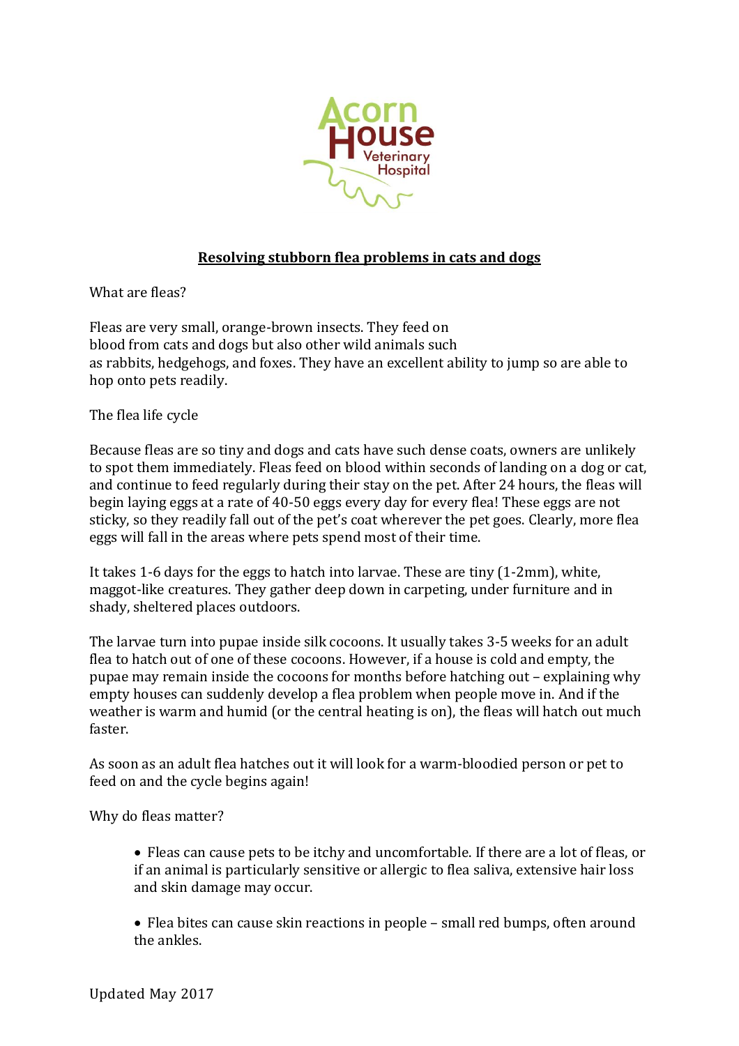Acorn House Veterinary Hospital

# Resolving stubborn flea problems in cats and dogs

What are fleas?

Fleas are very small, orange-brown insects. They feed on blood from cats and dogs but also other wild animals such as rabbits, hedgehogs, and foxes. They have an excellent ability to jump so are able to hop onto pets readily.

The flea life cycle

Because fleas are so tiny and dogs and cats have such dense coats, owners are unlikely to spot them immediately. Fleas feed on blood within seconds of landing on a dog or cat, and continue to feed regularly during their stay on the pet. After 24 hours, the fleas will begin laying eggs at a rate of 40-50 eggs every day for every flea! These eggs are not sticky, so they readily fall out of the pet's coat wherever the pet goes. Clearly, more flea eggs will fall in the areas where pets spend most of their time.

It takes 1-6 days for the eggs to hatch into larvae. These are tiny (1-2mm), white, maggot-like creatures. They gather deep down in carpeting, under furniture and in shady, sheltered places outdoors.

The larvae turn into pupae inside silk cocoons. It usually takes 3-5 weeks for an adult flea to hatch out of one of these cocoons. However, if a house is cold and empty, the pupae may remain inside the cocoons for months before hatching out – explaining why empty houses can suddenly develop a flea problem when people move in. And if the weather is warm and humid (or the central heating is on), the fleas will hatch out much faster.

As soon as an adult flea hatches out it will look for a warm-bloodied person or pet to feed on and the cycle begins again!

Why do fleas matter?

- Fleas can cause pets to be itchy and uncomfortable. If there are a lot of fleas, or if an animal is particularly sensitive or allergic to flea saliva, extensive hair loss and skin damage may occur.

- Flea bites can cause skin reactions in people – small red bumps, often around the ankles.

Updated May 2017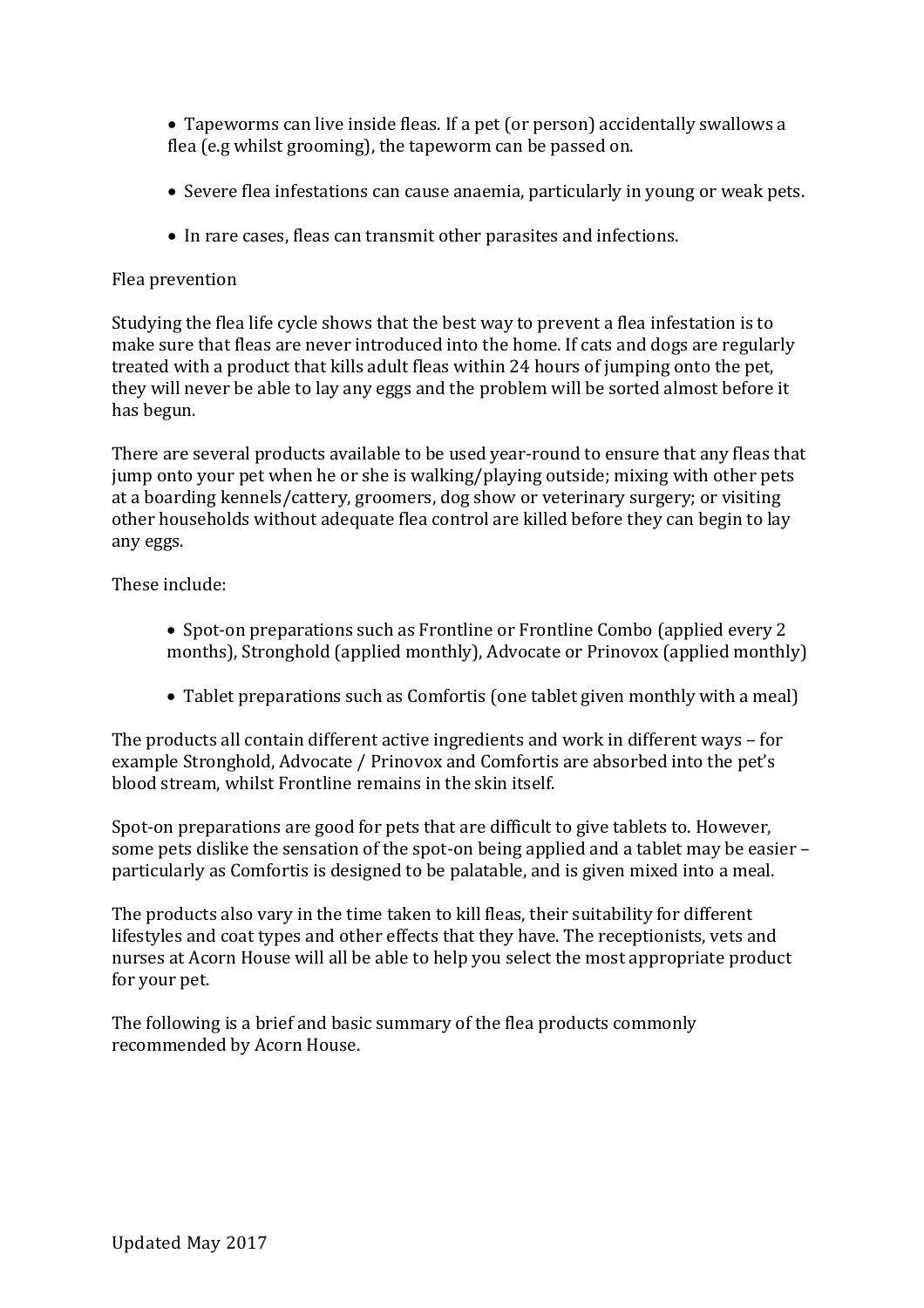- Tapeworms can live inside fleas. If a pet (or person) accidentally swallows a flea (e.g whilst grooming), the tapeworm can be passed on.

- Severe flea infestations can cause anaemia, particularly in young or weak pets.

- In rare cases, fleas can transmit other parasites and infections.

## Flea prevention

Studying the flea life cycle shows that the best way to prevent a flea infestation is to make sure that fleas are never introduced into the home. If cats and dogs are regularly treated with a product that kills adult fleas within 24 hours of jumping onto the pet, they will never be able to lay any eggs and the problem will be sorted almost before it has begun.

There are several products available to be used year-round to ensure that any fleas that jump onto your pet when he or she is walking/playing outside; mixing with other pets at a boarding kennels/cattery, groomers, dog show or veterinary surgery; or visiting other households without adequate flea control are killed before they can begin to lay any eggs.

These include:

- Spot-on preparations such as Frontline or Frontline Combo (applied every 2 months), Stronghold (applied monthly), Advocate or Prinovox (applied monthly)

- Tablet preparations such as Comfortis (one tablet given monthly with a meal)

The products all contain different active ingredients and work in different ways – for example Stronghold, Advocate / Prinovox and Comfortis are absorbed into the pet's blood stream, whilst Frontline remains in the skin itself.

Spot-on preparations are good for pets that are difficult to give tablets to. However, some pets dislike the sensation of the spot-on being applied and a tablet may be easier – particularly as Comfortis is designed to be palatable, and is given mixed into a meal.

The products also vary in the time taken to kill fleas, their suitability for different lifestyles and coat types and other effects that they have. The receptionists, vets and nurses at Acorn House will all be able to help you select the most appropriate product for your pet.

The following is a brief and basic summary of the flea products commonly recommended by Acorn House.

Updated May 2017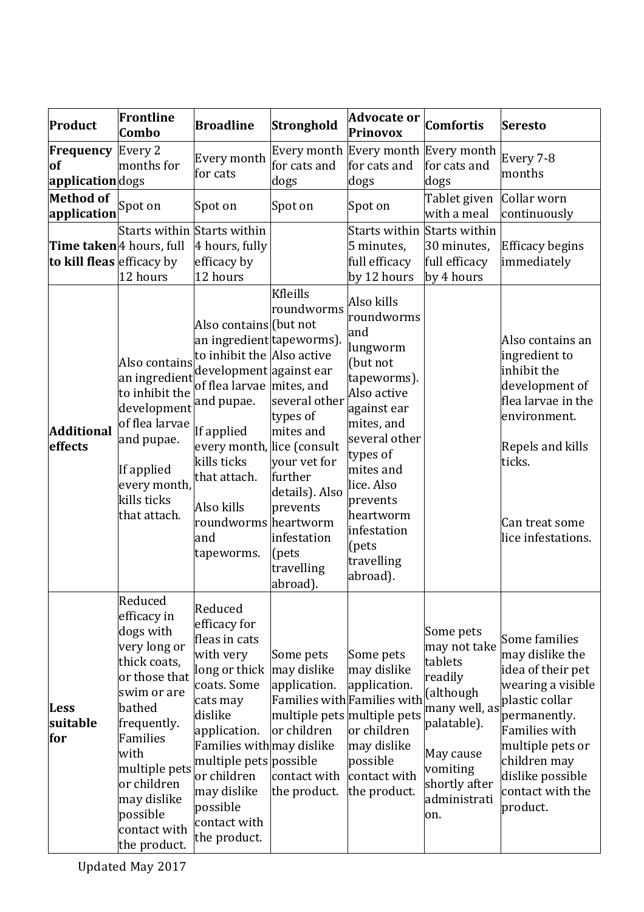| Product | Frontline Combo | Broadline | Stronghold | Advocate or Prinovox | Comfortis | Seresto |
|---|---|---|---|---|---|---|
| **Frequency of application** | Every 2 months for dogs | Every month for cats | Every month for cats and dogs | Every month for cats and dogs | Every month for cats and dogs | Every 7-8 months |
| **Method of application** | Spot on | Spot on | Spot on | Spot on | Tablet given with a meal | Collar worn continuously |
| **Time taken to kill fleas** | Starts within 4 hours, full efficacy by 12 hours | Starts within 4 hours, fully efficacy by 12 hours | | Starts within 5 minutes, full efficacy by 12 hours | Starts within 30 minutes, full efficacy by 4 hours | Efficacy begins immediately |
| **Additional effects** | Also contains an ingredient to inhibit the development of flea larvae and pupae.<br><br>If applied every month, kills ticks that attach. | Also contains an ingredient to inhibit the development of flea larvae and pupae.<br><br>If applied every month, kills ticks that attach.<br><br>Also kills roundworms and tapeworms. | Kfleills roundworms (but not tapeworms). Also active against ear mites, and several other types of mites and lice (consult your vet for further details). Also prevents heartworm infestation (pets travelling abroad). | Also kills roundworms and lungworm (but not tapeworms). Also active against ear mites, and several other types of mites and lice. Also prevents heartworm infestation (pets travelling abroad). | | Also contains an ingredient to inhibit the development of flea larvae in the environment.<br><br>Repels and kills ticks.<br><br>Can treat some lice infestations. |
| **Less suitable for** | Reduced efficacy in dogs with very long or thick coats, or those that swim or are bathed frequently. Families with multiple pets or children may dislike possible contact with the product. | Reduced efficacy for fleas in cats with very long or thick coats. Some cats may dislike application. Families with multiple pets or children may dislike possible contact with the product. | Some pets may dislike application. Families with multiple pets or children may dislike possible contact with the product. | Some pets may dislike application. Families with multiple pets or children may dislike possible contact with the product. | Some pets may not take tablets readily (although many well, as palatable).<br><br>May cause vomiting shortly after administration. | Some families may dislike the idea of their pet wearing a visible plastic collar permanently. Families with multiple pets or children may dislike possible contact with the product. |

Updated May 2017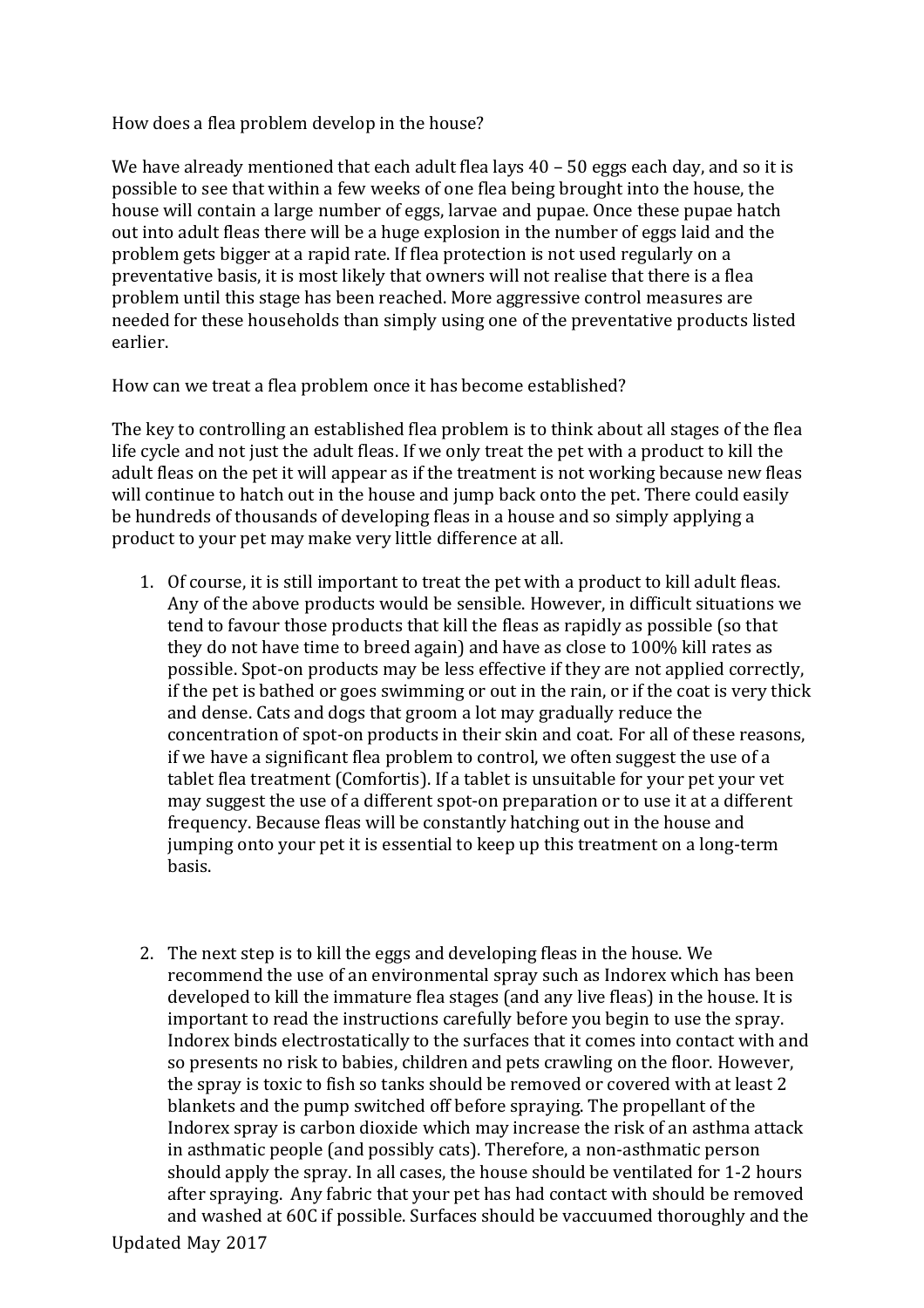## How does a flea problem develop in the house?

We have already mentioned that each adult flea lays 40 – 50 eggs each day, and so it is possible to see that within a few weeks of one flea being brought into the house, the house will contain a large number of eggs, larvae and pupae. Once these pupae hatch out into adult fleas there will be a huge explosion in the number of eggs laid and the problem gets bigger at a rapid rate. If flea protection is not used regularly on a preventative basis, it is most likely that owners will not realise that there is a flea problem until this stage has been reached. More aggressive control measures are needed for these households than simply using one of the preventative products listed earlier.

## How can we treat a flea problem once it has become established?

The key to controlling an established flea problem is to think about all stages of the flea life cycle and not just the adult fleas. If we only treat the pet with a product to kill the adult fleas on the pet it will appear as if the treatment is not working because new fleas will continue to hatch out in the house and jump back onto the pet. There could easily be hundreds of thousands of developing fleas in a house and so simply applying a product to your pet may make very little difference at all.

1. Of course, it is still important to treat the pet with a product to kill adult fleas. Any of the above products would be sensible. However, in difficult situations we tend to favour those products that kill the fleas as rapidly as possible (so that they do not have time to breed again) and have as close to 100% kill rates as possible. Spot-on products may be less effective if they are not applied correctly, if the pet is bathed or goes swimming or out in the rain, or if the coat is very thick and dense. Cats and dogs that groom a lot may gradually reduce the concentration of spot-on products in their skin and coat. For all of these reasons, if we have a significant flea problem to control, we often suggest the use of a tablet flea treatment (Comfortis). If a tablet is unsuitable for your pet your vet may suggest the use of a different spot-on preparation or to use it at a different frequency. Because fleas will be constantly hatching out in the house and jumping onto your pet it is essential to keep up this treatment on a long-term basis.

2. The next step is to kill the eggs and developing fleas in the house. We recommend the use of an environmental spray such as Indorex which has been developed to kill the immature flea stages (and any live fleas) in the house. It is important to read the instructions carefully before you begin to use the spray. Indorex binds electrostatically to the surfaces that it comes into contact with and so presents no risk to babies, children and pets crawling on the floor. However, the spray is toxic to fish so tanks should be removed or covered with at least 2 blankets and the pump switched off before spraying. The propellant of the Indorex spray is carbon dioxide which may increase the risk of an asthma attack in asthmatic people (and possibly cats). Therefore, a non-asthmatic person should apply the spray. In all cases, the house should be ventilated for 1-2 hours after spraying. Any fabric that your pet has had contact with should be removed and washed at 60C if possible. Surfaces should be vaccuumed thoroughly and the

Updated May 2017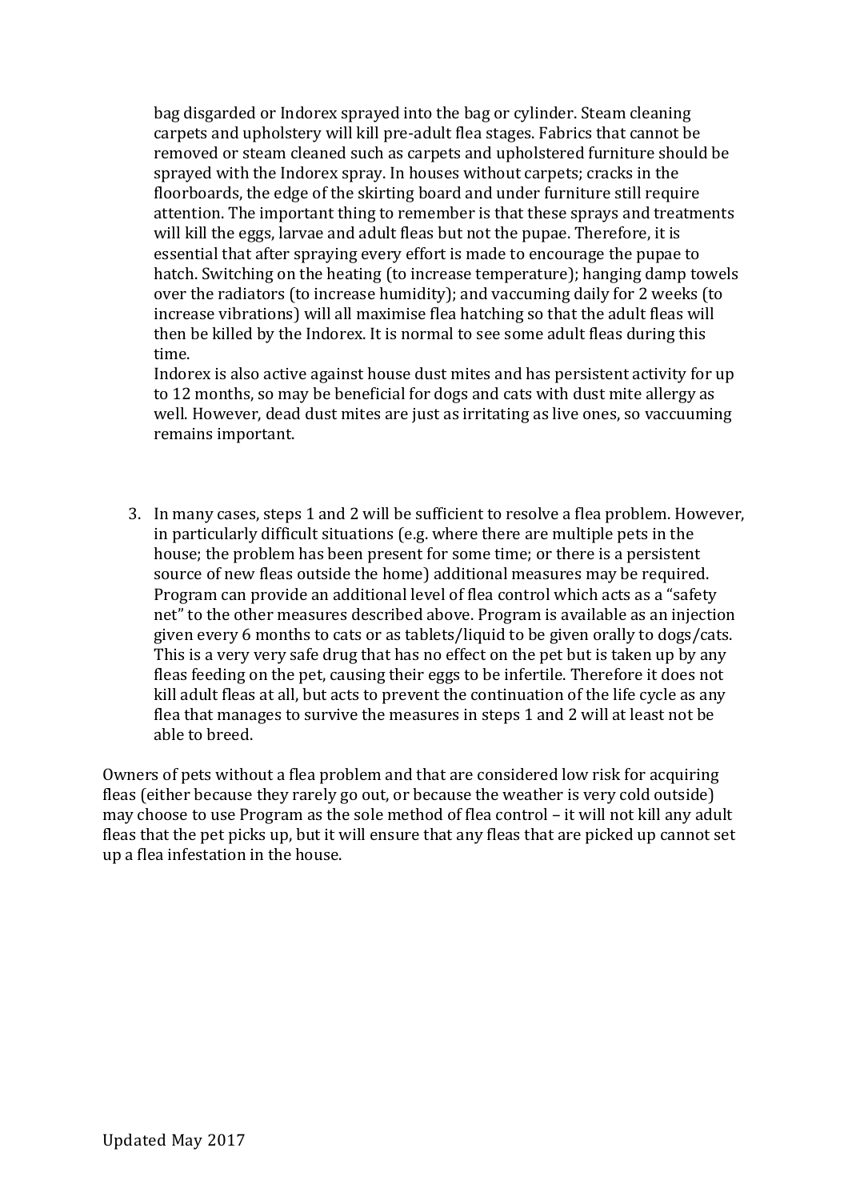bag disgarded or Indorex sprayed into the bag or cylinder. Steam cleaning carpets and upholstery will kill pre-adult flea stages. Fabrics that cannot be removed or steam cleaned such as carpets and upholstered furniture should be sprayed with the Indorex spray. In houses without carpets; cracks in the floorboards, the edge of the skirting board and under furniture still require attention. The important thing to remember is that these sprays and treatments will kill the eggs, larvae and adult fleas but not the pupae. Therefore, it is essential that after spraying every effort is made to encourage the pupae to hatch. Switching on the heating (to increase temperature); hanging damp towels over the radiators (to increase humidity); and vaccuming daily for 2 weeks (to increase vibrations) will all maximise flea hatching so that the adult fleas will then be killed by the Indorex. It is normal to see some adult fleas during this time.

Indorex is also active against house dust mites and has persistent activity for up to 12 months, so may be beneficial for dogs and cats with dust mite allergy as well. However, dead dust mites are just as irritating as live ones, so vaccuuming remains important.

3. In many cases, steps 1 and 2 will be sufficient to resolve a flea problem. However, in particularly difficult situations (e.g. where there are multiple pets in the house; the problem has been present for some time; or there is a persistent source of new fleas outside the home) additional measures may be required. Program can provide an additional level of flea control which acts as a "safety net" to the other measures described above. Program is available as an injection given every 6 months to cats or as tablets/liquid to be given orally to dogs/cats. This is a very very safe drug that has no effect on the pet but is taken up by any fleas feeding on the pet, causing their eggs to be infertile. Therefore it does not kill adult fleas at all, but acts to prevent the continuation of the life cycle as any flea that manages to survive the measures in steps 1 and 2 will at least not be able to breed.

Owners of pets without a flea problem and that are considered low risk for acquiring fleas (either because they rarely go out, or because the weather is very cold outside) may choose to use Program as the sole method of flea control – it will not kill any adult fleas that the pet picks up, but it will ensure that any fleas that are picked up cannot set up a flea infestation in the house.

Updated May 2017